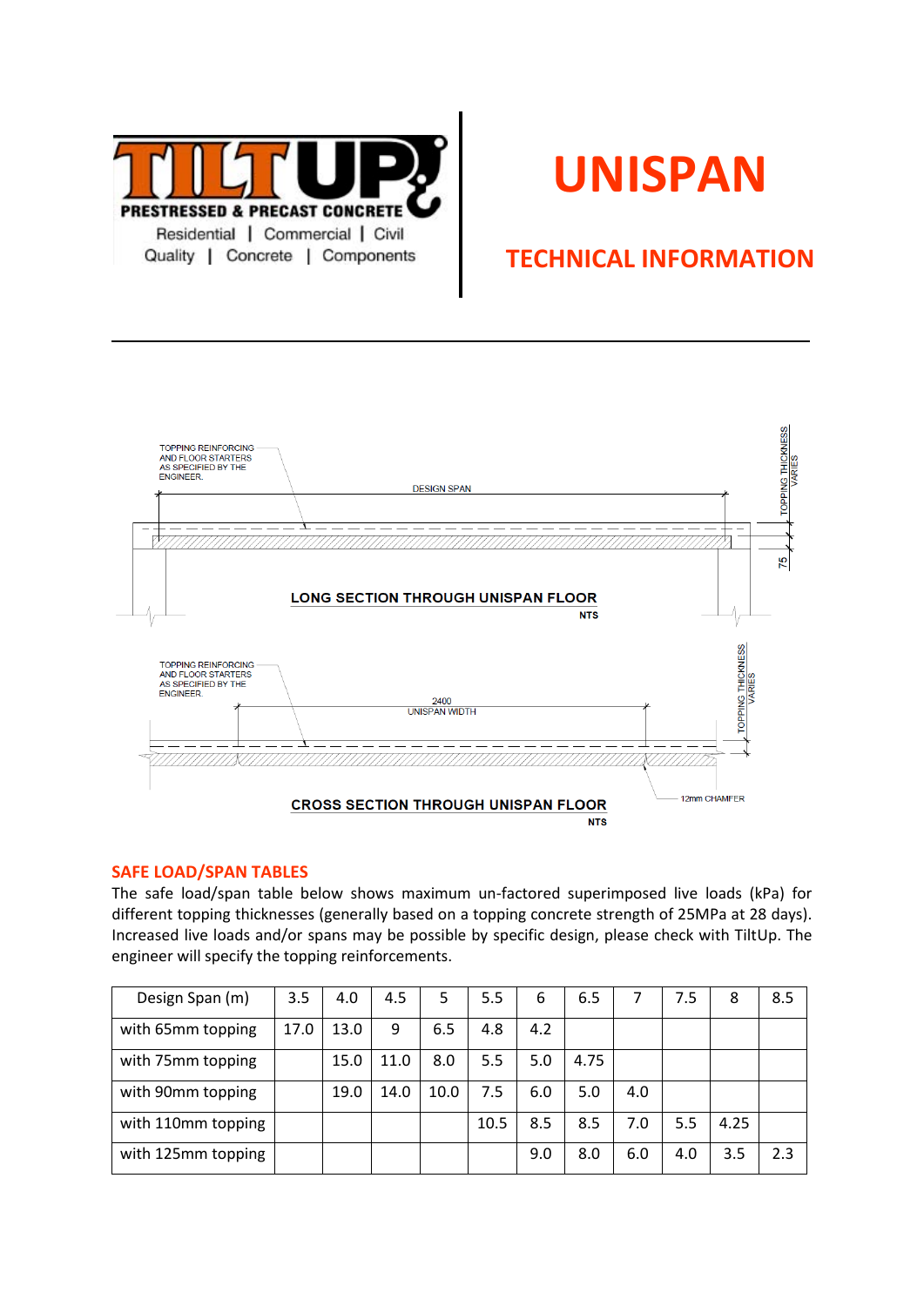PRESTRESSED & PRECAST CONCRETE

Residential | Commercial | Civil

Quality | Concrete | Components

# UNISPAN

## TECHNICAL INFORMATION

TOPPING REINFORCING AND FLOOR STARTERS AS SPECIFIED BY THE ENGINEER.

DESIGN SPAN

TOPPING THICKNESS VARIES

75

**LONG SECTION THROUGH UNISPAN FLOOR**

NTS

TOPPING REINFORCING AND FLOOR STARTERS AS SPECIFIED BY THE ENGINEER.

2400 UNISPAN WIDTH

TOPPING THICKNESS VARIES

12mm CHAMFER

**CROSS SECTION THROUGH UNISPAN FLOOR**

NTS

## SAFE LOAD/SPAN TABLES

The safe load/span table below shows maximum un-factored superimposed live loads (kPa) for different topping thicknesses (generally based on a topping concrete strength of 25MPa at 28 days). Increased live loads and/or spans may be possible by specific design, please check with TiltUp. The engineer will specify the topping reinforcements.

| Design Span (m) | 3.5 | 4.0 | 4.5 | 5 | 5.5 | 6 | 6.5 | 7 | 7.5 | 8 | 8.5 |
|---|---|---|---|---|---|---|---|---|---|---|---|
| with 65mm topping | 17.0 | 13.0 | 9 | 6.5 | 4.8 | 4.2 | | | | | |
| with 75mm topping | | 15.0 | 11.0 | 8.0 | 5.5 | 5.0 | 4.75 | | | | |
| with 90mm topping | | 19.0 | 14.0 | 10.0 | 7.5 | 6.0 | 5.0 | 4.0 | | | |
| with 110mm topping | | | | | 10.5 | 8.5 | 8.5 | 7.0 | 5.5 | 4.25 | |
| with 125mm topping | | | | | | 9.0 | 8.0 | 6.0 | 4.0 | 3.5 | 2.3 |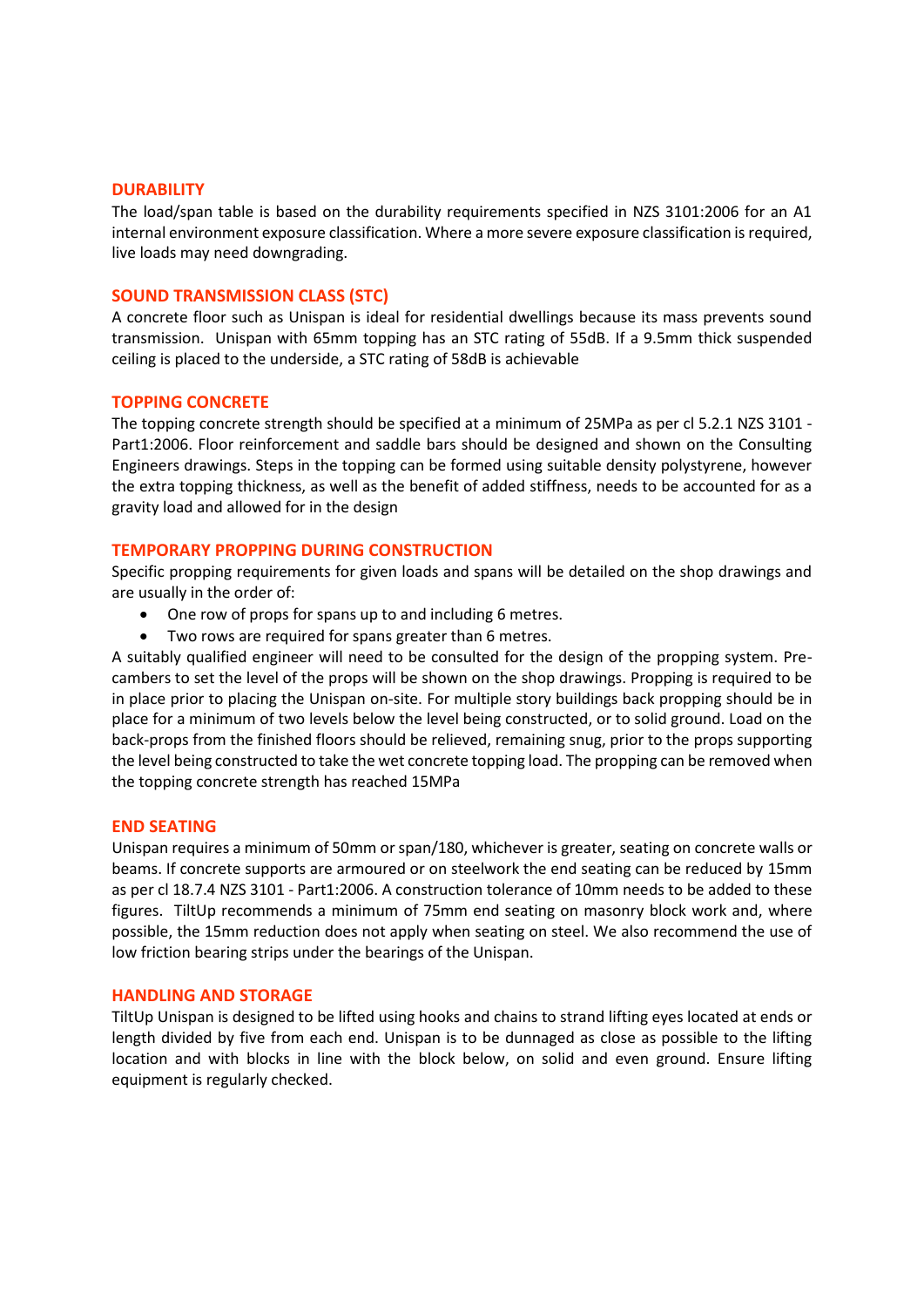## DURABILITY

The load/span table is based on the durability requirements specified in NZS 3101:2006 for an A1 internal environment exposure classification. Where a more severe exposure classification is required, live loads may need downgrading.

## SOUND TRANSMISSION CLASS (STC)

A concrete floor such as Unispan is ideal for residential dwellings because its mass prevents sound transmission. Unispan with 65mm topping has an STC rating of 55dB. If a 9.5mm thick suspended ceiling is placed to the underside, a STC rating of 58dB is achievable

## TOPPING CONCRETE

The topping concrete strength should be specified at a minimum of 25MPa as per cl 5.2.1 NZS 3101 - Part1:2006. Floor reinforcement and saddle bars should be designed and shown on the Consulting Engineers drawings. Steps in the topping can be formed using suitable density polystyrene, however the extra topping thickness, as well as the benefit of added stiffness, needs to be accounted for as a gravity load and allowed for in the design

## TEMPORARY PROPPING DURING CONSTRUCTION

Specific propping requirements for given loads and spans will be detailed on the shop drawings and are usually in the order of:

- One row of props for spans up to and including 6 metres.
- Two rows are required for spans greater than 6 metres.

A suitably qualified engineer will need to be consulted for the design of the propping system. Pre-cambers to set the level of the props will be shown on the shop drawings. Propping is required to be in place prior to placing the Unispan on-site. For multiple story buildings back propping should be in place for a minimum of two levels below the level being constructed, or to solid ground. Load on the back-props from the finished floors should be relieved, remaining snug, prior to the props supporting the level being constructed to take the wet concrete topping load. The propping can be removed when the topping concrete strength has reached 15MPa

## END SEATING

Unispan requires a minimum of 50mm or span/180, whichever is greater, seating on concrete walls or beams. If concrete supports are armoured or on steelwork the end seating can be reduced by 15mm as per cl 18.7.4 NZS 3101 - Part1:2006. A construction tolerance of 10mm needs to be added to these figures. TiltUp recommends a minimum of 75mm end seating on masonry block work and, where possible, the 15mm reduction does not apply when seating on steel. We also recommend the use of low friction bearing strips under the bearings of the Unispan.

## HANDLING AND STORAGE

TiltUp Unispan is designed to be lifted using hooks and chains to strand lifting eyes located at ends or length divided by five from each end. Unispan is to be dunnaged as close as possible to the lifting location and with blocks in line with the block below, on solid and even ground. Ensure lifting equipment is regularly checked.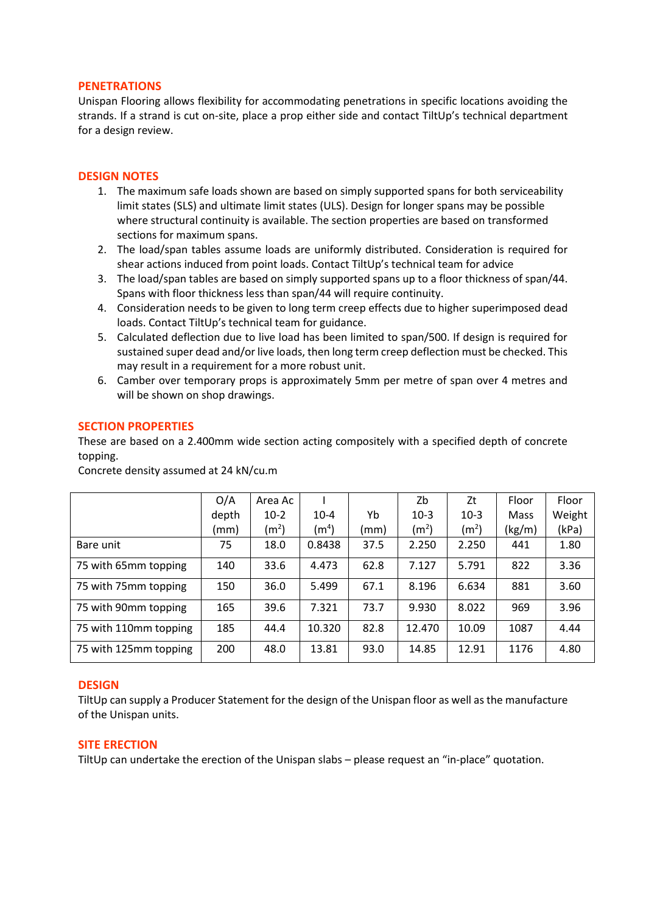## PENETRATIONS

Unispan Flooring allows flexibility for accommodating penetrations in specific locations avoiding the strands. If a strand is cut on-site, place a prop either side and contact TiltUp's technical department for a design review.

## DESIGN NOTES

1. The maximum safe loads shown are based on simply supported spans for both serviceability limit states (SLS) and ultimate limit states (ULS). Design for longer spans may be possible where structural continuity is available. The section properties are based on transformed sections for maximum spans.
2. The load/span tables assume loads are uniformly distributed. Consideration is required for shear actions induced from point loads. Contact TiltUp's technical team for advice
3. The load/span tables are based on simply supported spans up to a floor thickness of span/44. Spans with floor thickness less than span/44 will require continuity.
4. Consideration needs to be given to long term creep effects due to higher superimposed dead loads. Contact TiltUp's technical team for guidance.
5. Calculated deflection due to live load has been limited to span/500. If design is required for sustained super dead and/or live loads, then long term creep deflection must be checked. This may result in a requirement for a more robust unit.
6. Camber over temporary props is approximately 5mm per metre of span over 4 metres and will be shown on shop drawings.

## SECTION PROPERTIES

These are based on a 2.400mm wide section acting compositely with a specified depth of concrete topping.

Concrete density assumed at 24 kN/cu.m

| | O/A depth (mm) | Area Ac 10-2 ($m^2$) | I 10-4 ($m^4$) | Yb (mm) | Zb 10-3 ($m^2$) | Zt 10-3 ($m^2$) | Floor Mass (kg/m) | Floor Weight (kPa) |
|---|---|---|---|---|---|---|---|---|
| Bare unit | 75 | 18.0 | 0.8438 | 37.5 | 2.250 | 2.250 | 441 | 1.80 |
| 75 with 65mm topping | 140 | 33.6 | 4.473 | 62.8 | 7.127 | 5.791 | 822 | 3.36 |
| 75 with 75mm topping | 150 | 36.0 | 5.499 | 67.1 | 8.196 | 6.634 | 881 | 3.60 |
| 75 with 90mm topping | 165 | 39.6 | 7.321 | 73.7 | 9.930 | 8.022 | 969 | 3.96 |
| 75 with 110mm topping | 185 | 44.4 | 10.320 | 82.8 | 12.470 | 10.09 | 1087 | 4.44 |
| 75 with 125mm topping | 200 | 48.0 | 13.81 | 93.0 | 14.85 | 12.91 | 1176 | 4.80 |

## DESIGN

TiltUp can supply a Producer Statement for the design of the Unispan floor as well as the manufacture of the Unispan units.

## SITE ERECTION

TiltUp can undertake the erection of the Unispan slabs – please request an "in-place" quotation.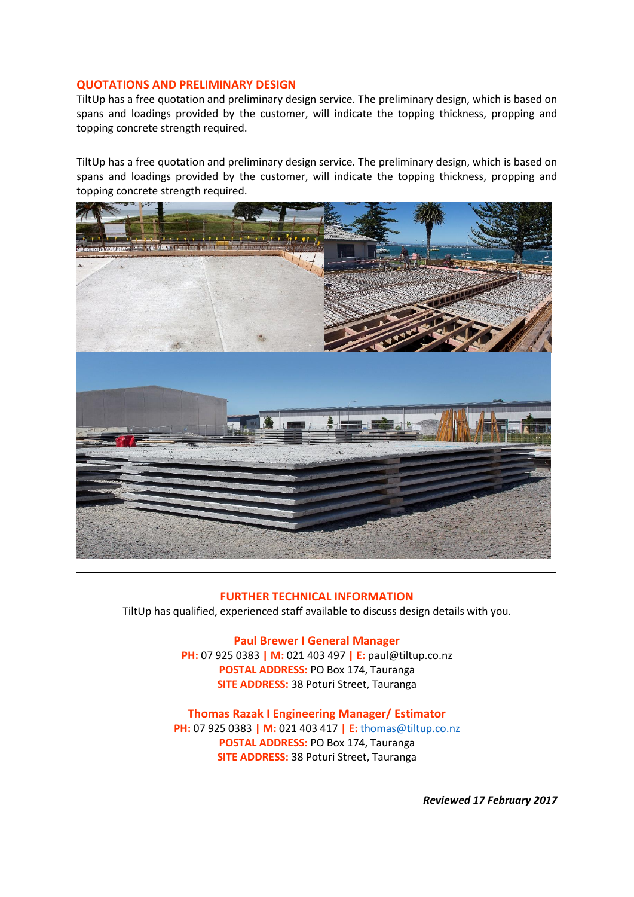## QUOTATIONS AND PRELIMINARY DESIGN

TiltUp has a free quotation and preliminary design service. The preliminary design, which is based on spans and loadings provided by the customer, will indicate the topping thickness, propping and topping concrete strength required.

TiltUp has a free quotation and preliminary design service. The preliminary design, which is based on spans and loadings provided by the customer, will indicate the topping thickness, propping and topping concrete strength required.

---

## FURTHER TECHNICAL INFORMATION

TiltUp has qualified, experienced staff available to discuss design details with you.

**Paul Brewer I General Manager**
**PH:** 07 925 0383 **| M:** 021 403 497 **| E:** paul@tiltup.co.nz
**POSTAL ADDRESS:** PO Box 174, Tauranga
**SITE ADDRESS:** 38 Poturi Street, Tauranga

**Thomas Razak I Engineering Manager/ Estimator**
**PH:** 07 925 0383 **| M:** 021 403 417 **| E:** thomas@tiltup.co.nz
**POSTAL ADDRESS:** PO Box 174, Tauranga
**SITE ADDRESS:** 38 Poturi Street, Tauranga

***Reviewed 17 February 2017***